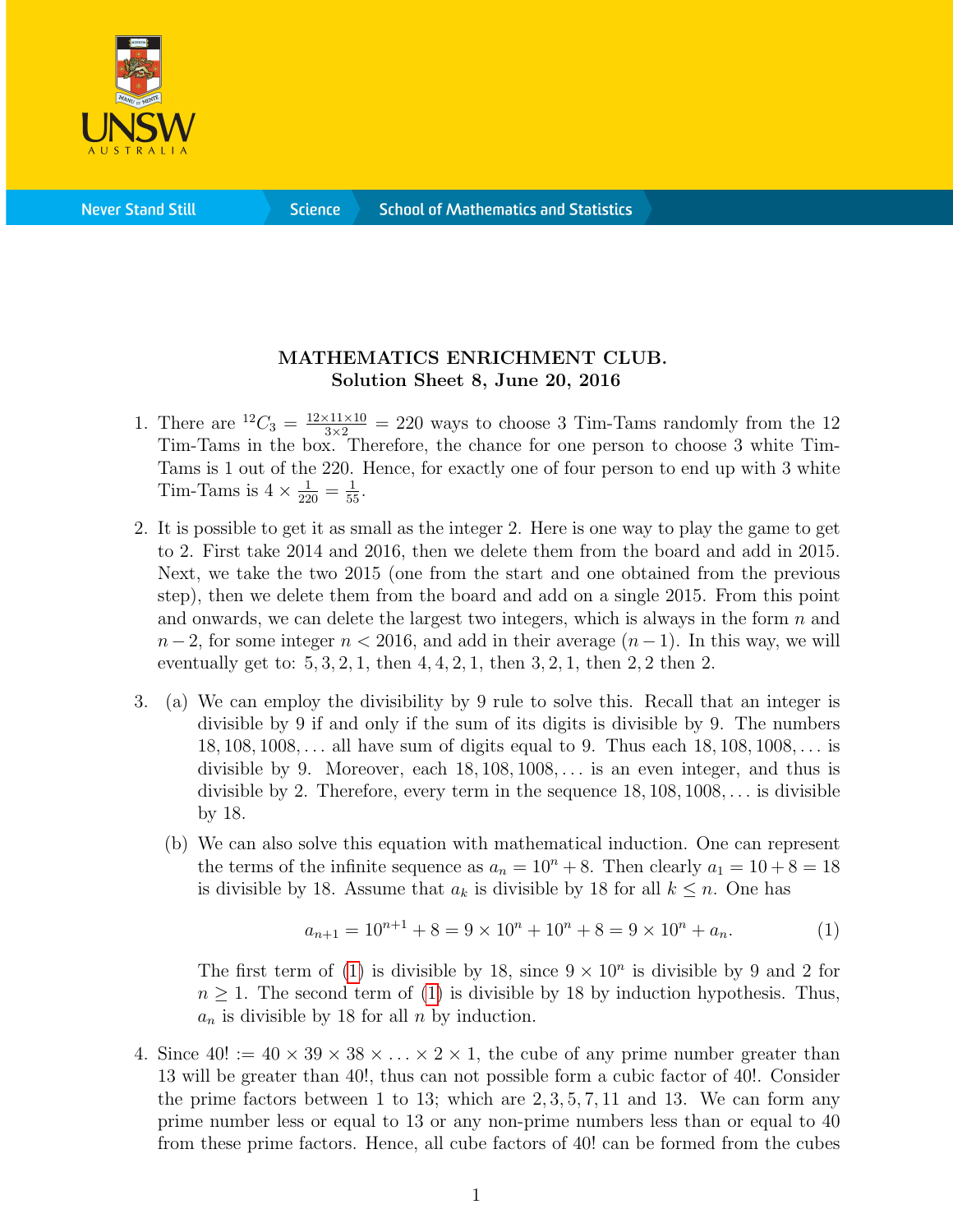**MATHEMATICS ENRICHMENT CLUB.**
**Solution Sheet 8, June 20, 2016**

1. There are ${}^{12}C_3 = \frac{12\times11\times10}{3\times2} = 220$ ways to choose 3 Tim-Tams randomly from the 12 Tim-Tams in the box. Therefore, the chance for one person to choose 3 white Tim-Tams is 1 out of the 220. Hence, for exactly one of four person to end up with 3 white Tim-Tams is $4 \times \frac{1}{220} = \frac{1}{55}$.

2. It is possible to get it as small as the integer 2. Here is one way to play the game to get to 2. First take 2014 and 2016, then we delete them from the board and add in 2015. Next, we take the two 2015 (one from the start and one obtained from the previous step), then we delete them from the board and add on a single 2015. From this point and onwards, we can delete the largest two integers, which is always in the form $n$ and $n-2$, for some integer $n < 2016$, and add in their average $(n-1)$. In this way, we will eventually get to: $5, 3, 2, 1$, then $4, 4, 2, 1$, then $3, 2, 1$, then $2, 2$ then $2$.

3. (a) We can employ the divisibility by 9 rule to solve this. Recall that an integer is divisible by 9 if and only if the sum of its digits is divisible by 9. The numbers $18, 108, 1008, \ldots$ all have sum of digits equal to 9. Thus each $18, 108, 1008, \ldots$ is divisible by 9. Moreover, each $18, 108, 1008, \ldots$ is an even integer, and thus is divisible by 2. Therefore, every term in the sequence $18, 108, 1008, \ldots$ is divisible by 18.

   (b) We can also solve this equation with mathematical induction. One can represent the terms of the infinite sequence as $a_n = 10^n + 8$. Then clearly $a_1 = 10 + 8 = 18$ is divisible by 18. Assume that $a_k$ is divisible by 18 for all $k \le n$. One has

   $$a_{n+1} = 10^{n+1} + 8 = 9 \times 10^n + 10^n + 8 = 9 \times 10^n + a_n. \tag{1}$$

   The first term of (1) is divisible by 18, since $9 \times 10^n$ is divisible by 9 and 2 for $n \ge 1$. The second term of (1) is divisible by 18 by induction hypothesis. Thus, $a_n$ is divisible by 18 for all $n$ by induction.

4. Since $40! := 40 \times 39 \times 38 \times \ldots \times 2 \times 1$, the cube of any prime number greater than 13 will be greater than 40!, thus can not possible form a cubic factor of 40!. Consider the prime factors between 1 to 13; which are $2, 3, 5, 7, 11$ and $13$. We can form any prime number less or equal to 13 or any non-prime numbers less than or equal to 40 from these prime factors. Hence, all cube factors of 40! can be formed from the cubes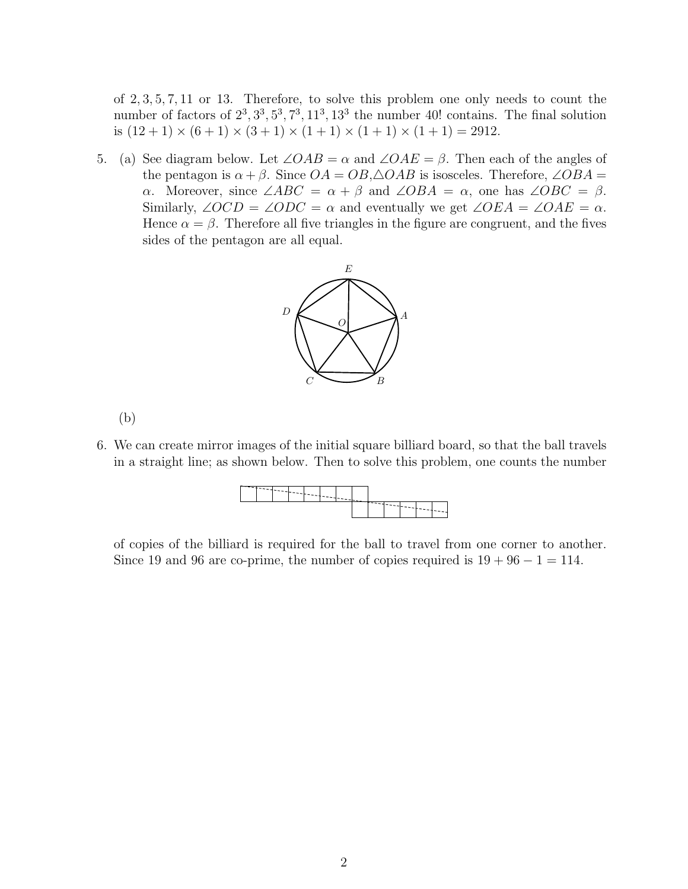of $2, 3, 5, 7, 11$ or $13$. Therefore, to solve this problem one only needs to count the number of factors of $2^3, 3^3, 5^3, 7^3, 11^3, 13^3$ the number $40!$ contains. The final solution is $(12+1) \times (6+1) \times (3+1) \times (1+1) \times (1+1) \times (1+1) = 2912$.

5. (a) See diagram below. Let $\angle OAB = \alpha$ and $\angle OAE = \beta$. Then each of the angles of the pentagon is $\alpha + \beta$. Since $OA = OB$, $\triangle OAB$ is isosceles. Therefore, $\angle OBA = \alpha$. Moreover, since $\angle ABC = \alpha + \beta$ and $\angle OBA = \alpha$, one has $\angle OBC = \beta$. Similarly, $\angle OCD = \angle ODC = \alpha$ and eventually we get $\angle OEA = \angle OAE = \alpha$. Hence $\alpha = \beta$. Therefore all five triangles in the figure are congruent, and the fives sides of the pentagon are all equal.

   (b)

6. We can create mirror images of the initial square billiard board, so that the ball travels in a straight line; as shown below. Then to solve this problem, one counts the number of copies of the billiard is required for the ball to travel from one corner to another. Since 19 and 96 are co-prime, the number of copies required is $19 + 96 - 1 = 114$.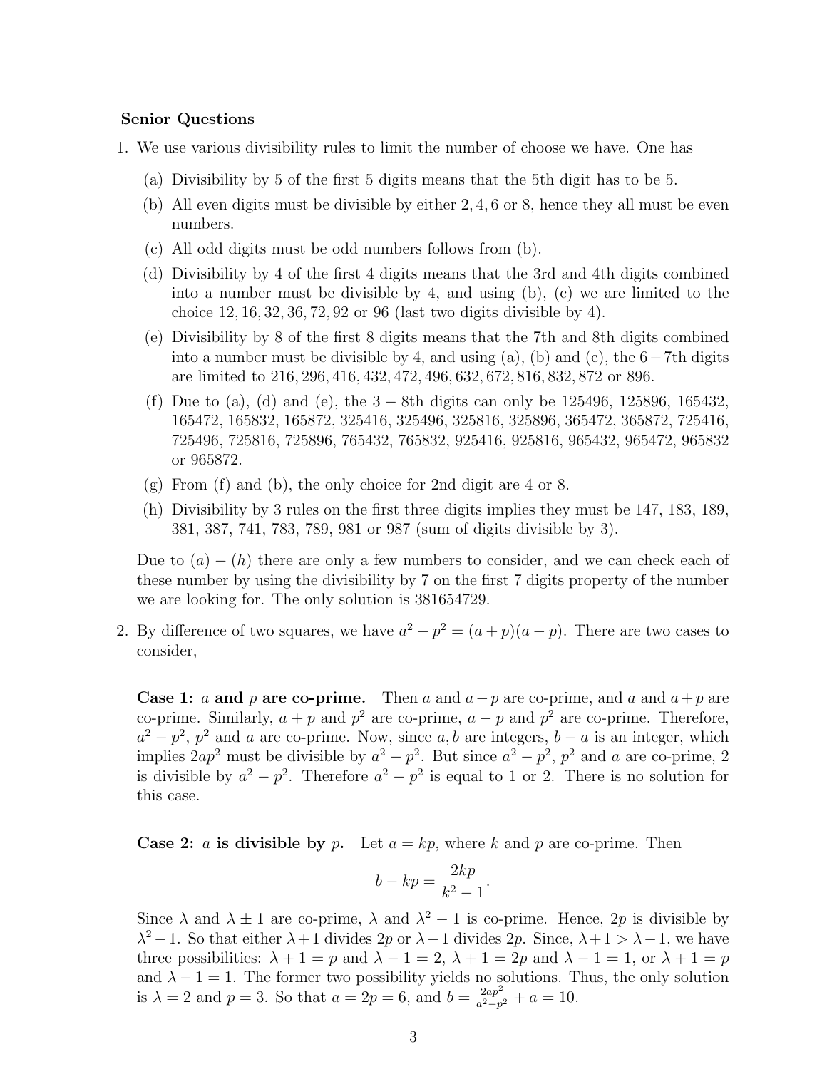**Senior Questions**

1. We use various divisibility rules to limit the number of choose we have. One has

   (a) Divisibility by 5 of the first 5 digits means that the 5th digit has to be 5.

   (b) All even digits must be divisible by either $2, 4, 6$ or $8$, hence they all must be even numbers.

   (c) All odd digits must be odd numbers follows from (b).

   (d) Divisibility by 4 of the first 4 digits means that the 3rd and 4th digits combined into a number must be divisible by 4, and using (b), (c) we are limited to the choice $12, 16, 32, 36, 72, 92$ or $96$ (last two digits divisible by 4).

   (e) Divisibility by 8 of the first 8 digits means that the 7th and 8th digits combined into a number must be divisible by 4, and using (a), (b) and (c), the $6-7$th digits are limited to $216, 296, 416, 432, 472, 496, 632, 672, 816, 832, 872$ or $896$.

   (f) Due to (a), (d) and (e), the $3-8$th digits can only be 125496, 125896, 165432, 165472, 165832, 165872, 325416, 325496, 325816, 325896, 365472, 365872, 725416, 725496, 725816, 725896, 765432, 765832, 925416, 925816, 965432, 965472, 965832 or 965872.

   (g) From (f) and (b), the only choice for 2nd digit are 4 or 8.

   (h) Divisibility by 3 rules on the first three digits implies they must be 147, 183, 189, 381, 387, 741, 783, 789, 981 or 987 (sum of digits divisible by 3).

   Due to $(a)-(h)$ there are only a few numbers to consider, and we can check each of these number by using the divisibility by 7 on the first 7 digits property of the number we are looking for. The only solution is 381654729.

2. By difference of two squares, we have $a^2 - p^2 = (a+p)(a-p)$. There are two cases to consider,

   **Case 1: $a$ and $p$ are co-prime.** Then $a$ and $a-p$ are co-prime, and $a$ and $a+p$ are co-prime. Similarly, $a+p$ and $p^2$ are co-prime, $a-p$ and $p^2$ are co-prime. Therefore, $a^2-p^2$, $p^2$ and $a$ are co-prime. Now, since $a, b$ are integers, $b-a$ is an integer, which implies $2ap^2$ must be divisible by $a^2-p^2$. But since $a^2-p^2$, $p^2$ and $a$ are co-prime, 2 is divisible by $a^2-p^2$. Therefore $a^2-p^2$ is equal to 1 or 2. There is no solution for this case.

   **Case 2: $a$ is divisible by $p$.** Let $a = kp$, where $k$ and $p$ are co-prime. Then

   $$b - kp = \frac{2kp}{k^2-1}.$$

   Since $\lambda$ and $\lambda \pm 1$ are co-prime, $\lambda$ and $\lambda^2 - 1$ is co-prime. Hence, $2p$ is divisible by $\lambda^2 - 1$. So that either $\lambda+1$ divides $2p$ or $\lambda - 1$ divides $2p$. Since, $\lambda+1 > \lambda-1$, we have three possibilities: $\lambda+1 = p$ and $\lambda - 1 = 2$, $\lambda+1 = 2p$ and $\lambda - 1 = 1$, or $\lambda + 1 = p$ and $\lambda - 1 = 1$. The former two possibility yields no solutions. Thus, the only solution is $\lambda = 2$ and $p = 3$. So that $a = 2p = 6$, and $b = \frac{2ap^2}{a^2-p^2} + a = 10$.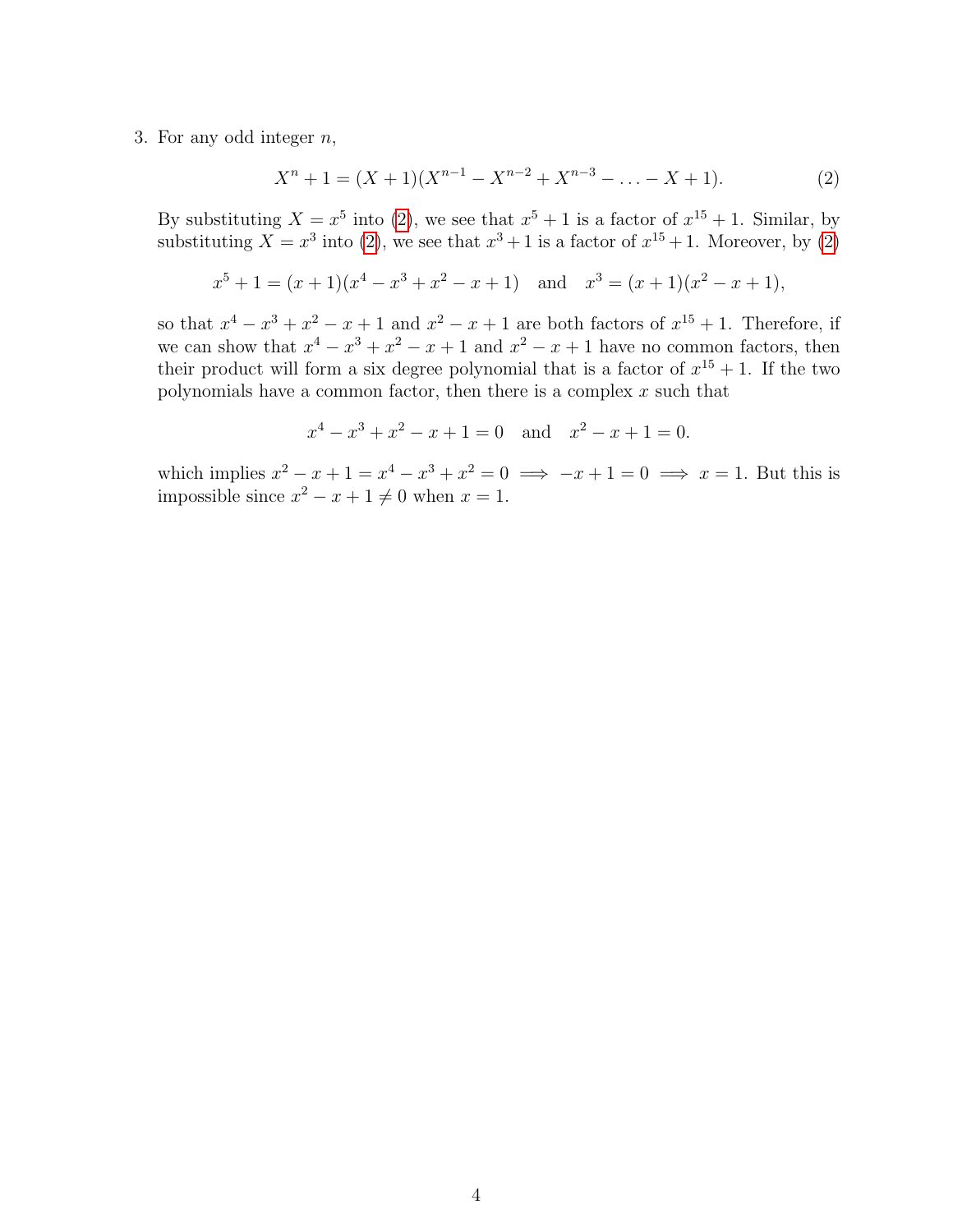3. For any odd integer $n$,

$$X^n + 1 = (X+1)(X^{n-1} - X^{n-2} + X^{n-3} - \ldots - X + 1). \tag{2}$$

By substituting $X = x^5$ into (2), we see that $x^5 + 1$ is a factor of $x^{15} + 1$. Similar, by substituting $X = x^3$ into (2), we see that $x^3 + 1$ is a factor of $x^{15} + 1$. Moreover, by (2)

$$x^5 + 1 = (x+1)(x^4 - x^3 + x^2 - x + 1) \quad \text{and} \quad x^3 = (x+1)(x^2 - x + 1),$$

so that $x^4 - x^3 + x^2 - x + 1$ and $x^2 - x + 1$ are both factors of $x^{15} + 1$. Therefore, if we can show that $x^4 - x^3 + x^2 - x + 1$ and $x^2 - x + 1$ have no common factors, then their product will form a six degree polynomial that is a factor of $x^{15} + 1$. If the two polynomials have a common factor, then there is a complex $x$ such that

$$x^4 - x^3 + x^2 - x + 1 = 0 \quad \text{and} \quad x^2 - x + 1 = 0.$$

which implies $x^2 - x + 1 = x^4 - x^3 + x^2 = 0 \implies -x + 1 = 0 \implies x = 1$. But this is impossible since $x^2 - x + 1 \neq 0$ when $x = 1$.